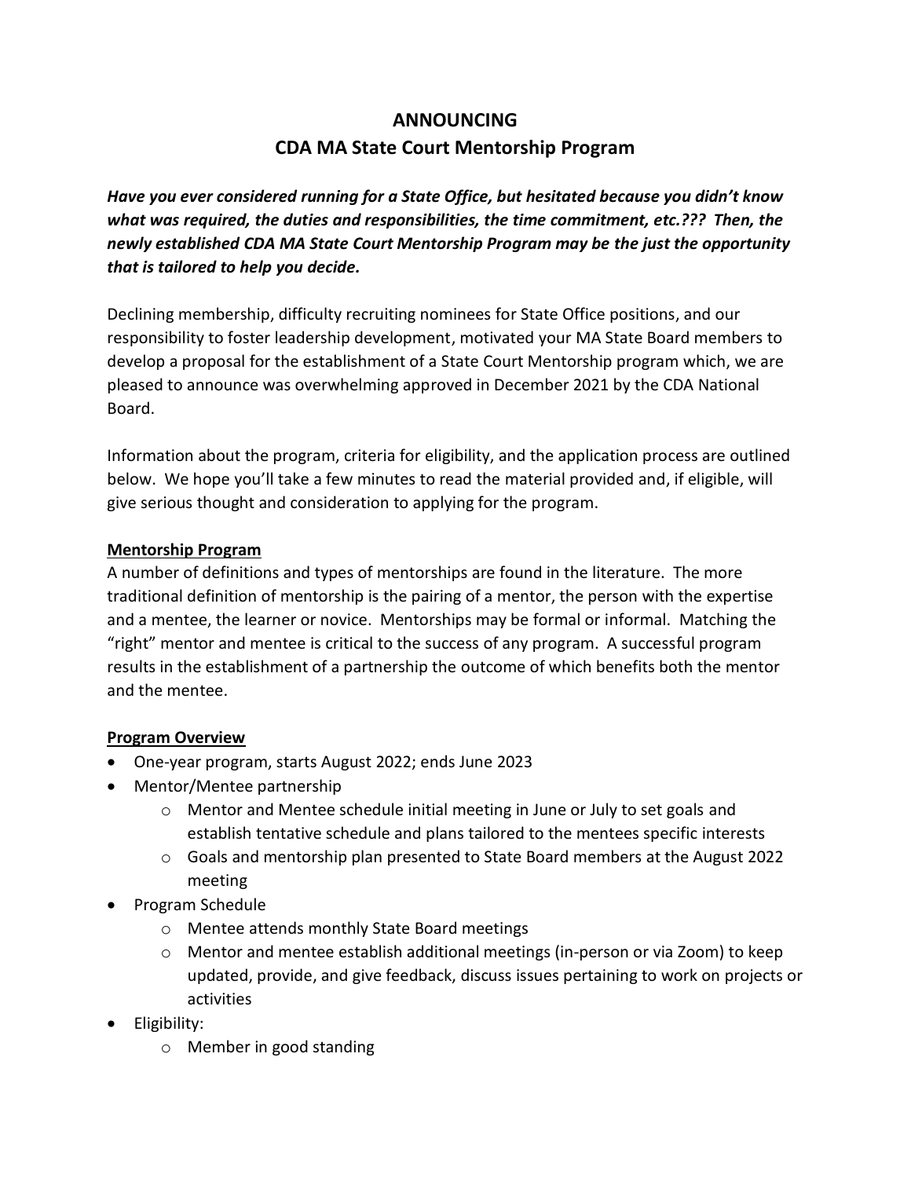# ANNOUNCING

## CDA MA State Court Mentorship Program

***Have you ever considered running for a State Office, but hesitated because you didn't know what was required, the duties and responsibilities, the time commitment, etc.??? Then, the newly established CDA MA State Court Mentorship Program may be the just the opportunity that is tailored to help you decide.***

Declining membership, difficulty recruiting nominees for State Office positions, and our responsibility to foster leadership development, motivated your MA State Board members to develop a proposal for the establishment of a State Court Mentorship program which, we are pleased to announce was overwhelming approved in December 2021 by the CDA National Board.

Information about the program, criteria for eligibility, and the application process are outlined below. We hope you'll take a few minutes to read the material provided and, if eligible, will give serious thought and consideration to applying for the program.

**Mentorship Program**

A number of definitions and types of mentorships are found in the literature. The more traditional definition of mentorship is the pairing of a mentor, the person with the expertise and a mentee, the learner or novice. Mentorships may be formal or informal. Matching the "right" mentor and mentee is critical to the success of any program. A successful program results in the establishment of a partnership the outcome of which benefits both the mentor and the mentee.

**Program Overview**

- One-year program, starts August 2022; ends June 2023
- Mentor/Mentee partnership
  - Mentor and Mentee schedule initial meeting in June or July to set goals and establish tentative schedule and plans tailored to the mentees specific interests
  - Goals and mentorship plan presented to State Board members at the August 2022 meeting
- Program Schedule
  - Mentee attends monthly State Board meetings
  - Mentor and mentee establish additional meetings (in-person or via Zoom) to keep updated, provide, and give feedback, discuss issues pertaining to work on projects or activities
- Eligibility:
  - Member in good standing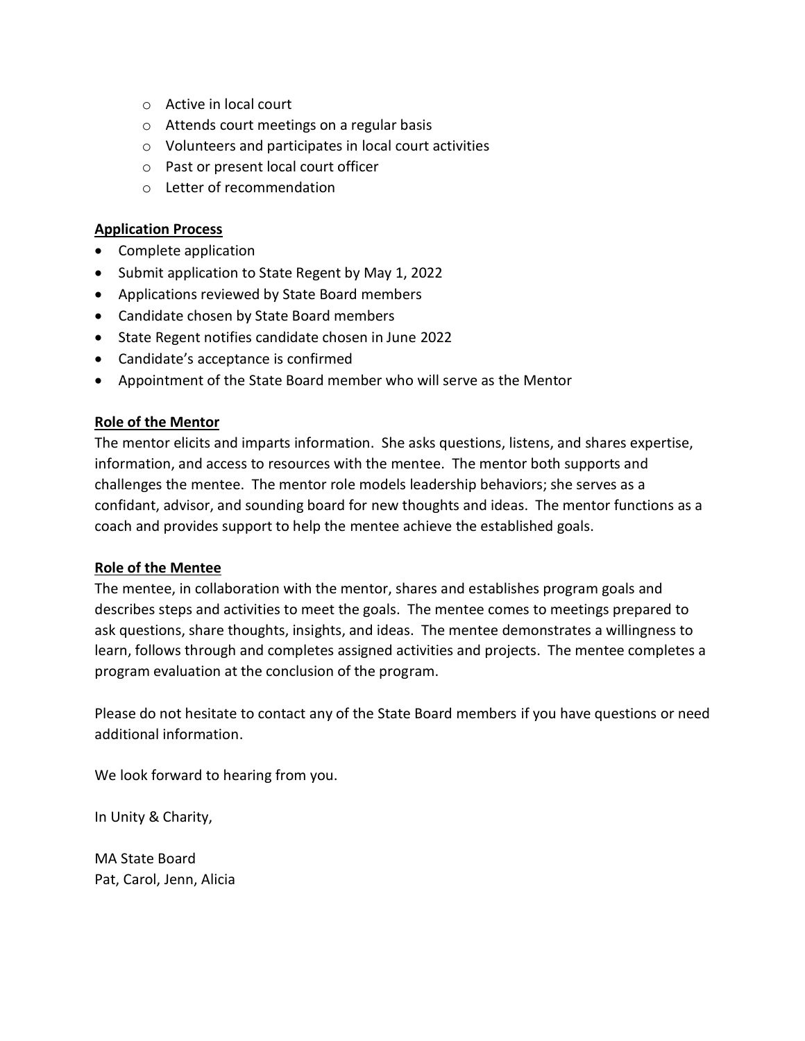- Active in local court
  - Attends court meetings on a regular basis
  - Volunteers and participates in local court activities
  - Past or present local court officer
  - Letter of recommendation

**Application Process**

- Complete application
- Submit application to State Regent by May 1, 2022
- Applications reviewed by State Board members
- Candidate chosen by State Board members
- State Regent notifies candidate chosen in June 2022
- Candidate's acceptance is confirmed
- Appointment of the State Board member who will serve as the Mentor

**Role of the Mentor**

The mentor elicits and imparts information. She asks questions, listens, and shares expertise, information, and access to resources with the mentee. The mentor both supports and challenges the mentee. The mentor role models leadership behaviors; she serves as a confidant, advisor, and sounding board for new thoughts and ideas. The mentor functions as a coach and provides support to help the mentee achieve the established goals.

**Role of the Mentee**

The mentee, in collaboration with the mentor, shares and establishes program goals and describes steps and activities to meet the goals. The mentee comes to meetings prepared to ask questions, share thoughts, insights, and ideas. The mentee demonstrates a willingness to learn, follows through and completes assigned activities and projects. The mentee completes a program evaluation at the conclusion of the program.

Please do not hesitate to contact any of the State Board members if you have questions or need additional information.

We look forward to hearing from you.

In Unity & Charity,

MA State Board
Pat, Carol, Jenn, Alicia